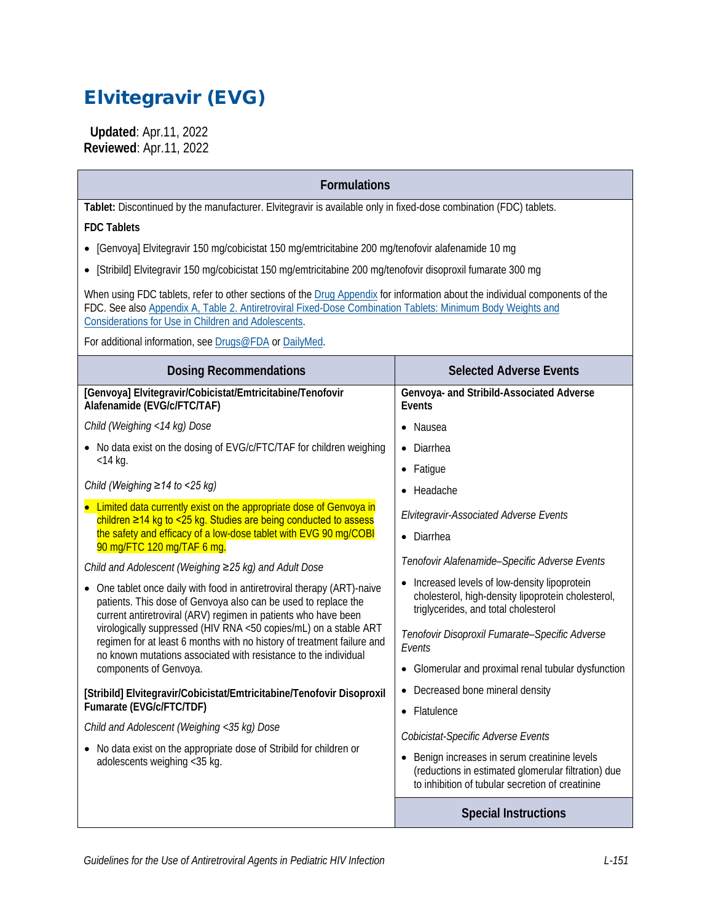# Elvitegravir (EVG)

**Updated**: Apr.11, 2022
**Reviewed**: Apr.11, 2022

## Formulations

**Tablet:** Discontinued by the manufacturer. Elvitegravir is available only in fixed-dose combination (FDC) tablets.

**FDC Tablets**

- [Genvoya] Elvitegravir 150 mg/cobicistat 150 mg/emtricitabine 200 mg/tenofovir alafenamide 10 mg
- [Stribild] Elvitegravir 150 mg/cobicistat 150 mg/emtricitabine 200 mg/tenofovir disoproxil fumarate 300 mg

When using FDC tablets, refer to other sections of the Drug Appendix for information about the individual components of the FDC. See also Appendix A, Table 2. Antiretroviral Fixed-Dose Combination Tablets: Minimum Body Weights and Considerations for Use in Children and Adolescents.

For additional information, see Drugs@FDA or DailyMed.

| Dosing Recommendations | Selected Adverse Events |
|---|---|
| **[Genvoya] Elvitegravir/Cobicistat/Emtricitabine/Tenofovir Alafenamide (EVG/c/FTC/TAF)**<br><br>*Child (Weighing <14 kg) Dose*<br>• No data exist on the dosing of EVG/c/FTC/TAF for children weighing <14 kg.<br><br>*Child (Weighing ≥14 to <25 kg)*<br>• Limited data currently exist on the appropriate dose of Genvoya in children ≥14 kg to <25 kg. Studies are being conducted to assess the safety and efficacy of a low-dose tablet with EVG 90 mg/COBI 90 mg/FTC 120 mg/TAF 6 mg.<br><br>*Child and Adolescent (Weighing ≥25 kg) and Adult Dose*<br>• One tablet once daily with food in antiretroviral therapy (ART)-naive patients. This dose of Genvoya also can be used to replace the current antiretroviral (ARV) regimen in patients who have been virologically suppressed (HIV RNA <50 copies/mL) on a stable ART regimen for at least 6 months with no history of treatment failure and no known mutations associated with resistance to the individual components of Genvoya.<br><br>**[Stribild] Elvitegravir/Cobicistat/Emtricitabine/Tenofovir Disoproxil Fumarate (EVG/c/FTC/TDF)**<br><br>*Child and Adolescent (Weighing <35 kg) Dose*<br>• No data exist on the appropriate dose of Stribild for children or adolescents weighing <35 kg. | **Genvoya- and Stribild-Associated Adverse Events**<br>• Nausea<br>• Diarrhea<br>• Fatigue<br>• Headache<br><br>*Elvitegravir-Associated Adverse Events*<br>• Diarrhea<br><br>*Tenofovir Alafenamide–Specific Adverse Events*<br>• Increased levels of low-density lipoprotein cholesterol, high-density lipoprotein cholesterol, triglycerides, and total cholesterol<br><br>*Tenofovir Disoproxil Fumarate–Specific Adverse Events*<br>• Glomerular and proximal renal tubular dysfunction<br>• Decreased bone mineral density<br>• Flatulence<br><br>*Cobicistat-Specific Adverse Events*<br>• Benign increases in serum creatinine levels (reductions in estimated glomerular filtration) due to inhibition of tubular secretion of creatinine<br><br>**Special Instructions** |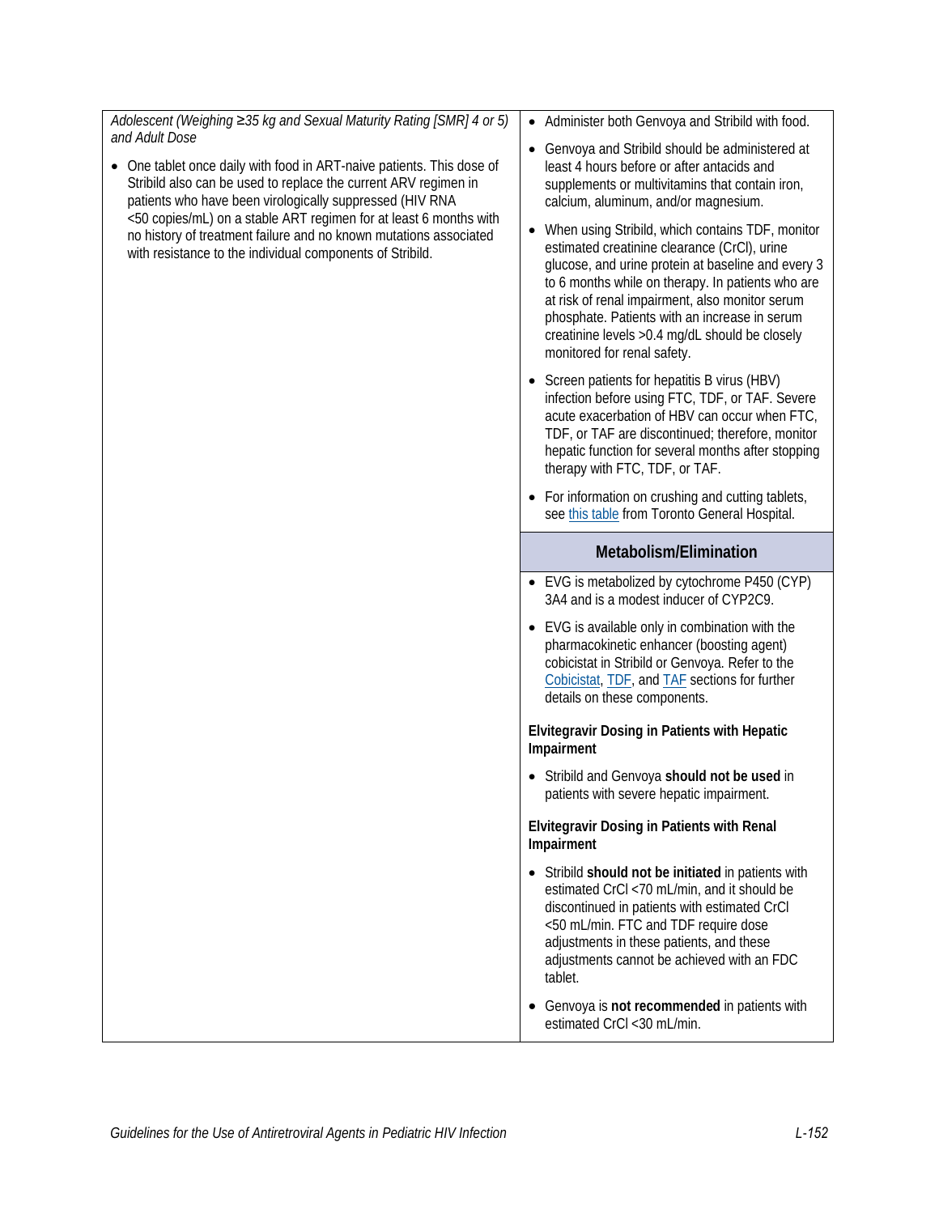| | |
|---|---|
| *Adolescent (Weighing ≥35 kg and Sexual Maturity Rating [SMR] 4 or 5) and Adult Dose*<br><br>• One tablet once daily with food in ART-naive patients. This dose of Stribild also can be used to replace the current ARV regimen in patients who have been virologically suppressed (HIV RNA <50 copies/mL) on a stable ART regimen for at least 6 months with no history of treatment failure and no known mutations associated with resistance to the individual components of Stribild. | • Administer both Genvoya and Stribild with food.<br><br>• Genvoya and Stribild should be administered at least 4 hours before or after antacids and supplements or multivitamins that contain iron, calcium, aluminum, and/or magnesium.<br><br>• When using Stribild, which contains TDF, monitor estimated creatinine clearance (CrCl), urine glucose, and urine protein at baseline and every 3 to 6 months while on therapy. In patients who are at risk of renal impairment, also monitor serum phosphate. Patients with an increase in serum creatinine levels >0.4 mg/dL should be closely monitored for renal safety.<br><br>• Screen patients for hepatitis B virus (HBV) infection before using FTC, TDF, or TAF. Severe acute exacerbation of HBV can occur when FTC, TDF, or TAF are discontinued; therefore, monitor hepatic function for several months after stopping therapy with FTC, TDF, or TAF.<br><br>• For information on crushing and cutting tablets, see this table from Toronto General Hospital.<br><br>**Metabolism/Elimination**<br><br>• EVG is metabolized by cytochrome P450 (CYP) 3A4 and is a modest inducer of CYP2C9.<br><br>• EVG is available only in combination with the pharmacokinetic enhancer (boosting agent) cobicistat in Stribild or Genvoya. Refer to the Cobicistat, TDF, and TAF sections for further details on these components.<br><br>**Elvitegravir Dosing in Patients with Hepatic Impairment**<br><br>• Stribild and Genvoya **should not be used** in patients with severe hepatic impairment.<br><br>**Elvitegravir Dosing in Patients with Renal Impairment**<br><br>• Stribild **should not be initiated** in patients with estimated CrCl <70 mL/min, and it should be discontinued in patients with estimated CrCl <50 mL/min. FTC and TDF require dose adjustments in these patients, and these adjustments cannot be achieved with an FDC tablet.<br><br>• Genvoya is **not recommended** in patients with estimated CrCl <30 mL/min. |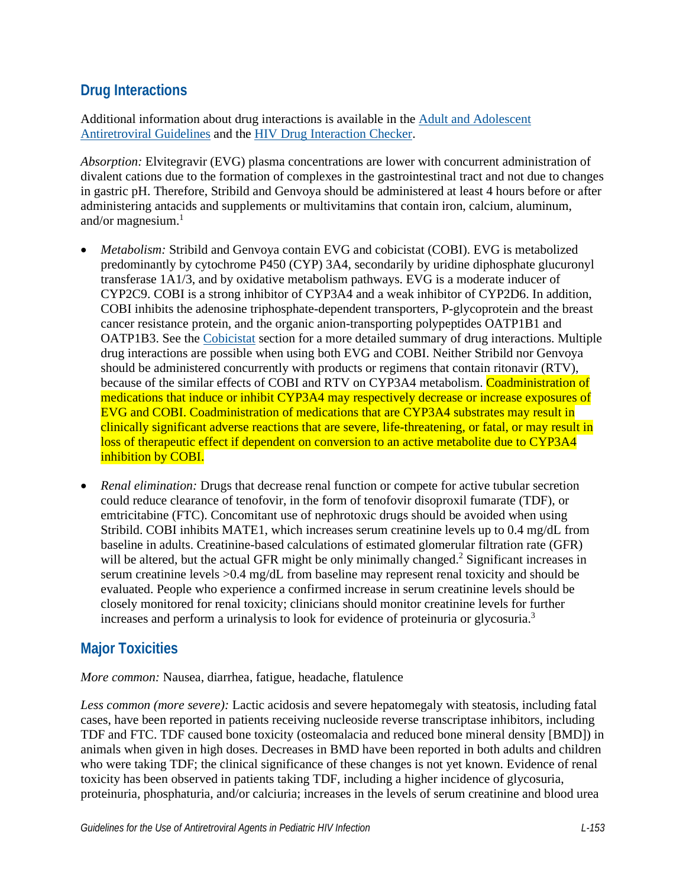## Drug Interactions

Additional information about drug interactions is available in the [Adult and Adolescent Antiretroviral Guidelines] and the [HIV Drug Interaction Checker].

*Absorption:* Elvitegravir (EVG) plasma concentrations are lower with concurrent administration of divalent cations due to the formation of complexes in the gastrointestinal tract and not due to changes in gastric pH. Therefore, Stribild and Genvoya should be administered at least 4 hours before or after administering antacids and supplements or multivitamins that contain iron, calcium, aluminum, and/or magnesium.[1]

- *Metabolism:* Stribild and Genvoya contain EVG and cobicistat (COBI). EVG is metabolized predominantly by cytochrome P450 (CYP) 3A4, secondarily by uridine diphosphate glucuronyl transferase 1A1/3, and by oxidative metabolism pathways. EVG is a moderate inducer of CYP2C9. COBI is a strong inhibitor of CYP3A4 and a weak inhibitor of CYP2D6. In addition, COBI inhibits the adenosine triphosphate-dependent transporters, P-glycoprotein and the breast cancer resistance protein, and the organic anion-transporting polypeptides OATP1B1 and OATP1B3. See the [Cobicistat] section for a more detailed summary of drug interactions. Multiple drug interactions are possible when using both EVG and COBI. Neither Stribild nor Genvoya should be administered concurrently with products or regimens that contain ritonavir (RTV), because of the similar effects of COBI and RTV on CYP3A4 metabolism. Coadministration of medications that induce or inhibit CYP3A4 may respectively decrease or increase exposures of EVG and COBI. Coadministration of medications that are CYP3A4 substrates may result in clinically significant adverse reactions that are severe, life-threatening, or fatal, or may result in loss of therapeutic effect if dependent on conversion to an active metabolite due to CYP3A4 inhibition by COBI.

- *Renal elimination:* Drugs that decrease renal function or compete for active tubular secretion could reduce clearance of tenofovir, in the form of tenofovir disoproxil fumarate (TDF), or emtricitabine (FTC). Concomitant use of nephrotoxic drugs should be avoided when using Stribild. COBI inhibits MATE1, which increases serum creatinine levels up to 0.4 mg/dL from baseline in adults. Creatinine-based calculations of estimated glomerular filtration rate (GFR) will be altered, but the actual GFR might be only minimally changed.[2] Significant increases in serum creatinine levels >0.4 mg/dL from baseline may represent renal toxicity and should be evaluated. People who experience a confirmed increase in serum creatinine levels should be closely monitored for renal toxicity; clinicians should monitor creatinine levels for further increases and perform a urinalysis to look for evidence of proteinuria or glycosuria.[3]

## Major Toxicities

*More common:* Nausea, diarrhea, fatigue, headache, flatulence

*Less common (more severe):* Lactic acidosis and severe hepatomegaly with steatosis, including fatal cases, have been reported in patients receiving nucleoside reverse transcriptase inhibitors, including TDF and FTC. TDF caused bone toxicity (osteomalacia and reduced bone mineral density [BMD]) in animals when given in high doses. Decreases in BMD have been reported in both adults and children who were taking TDF; the clinical significance of these changes is not yet known. Evidence of renal toxicity has been observed in patients taking TDF, including a higher incidence of glycosuria, proteinuria, phosphaturia, and/or calciuria; increases in the levels of serum creatinine and blood urea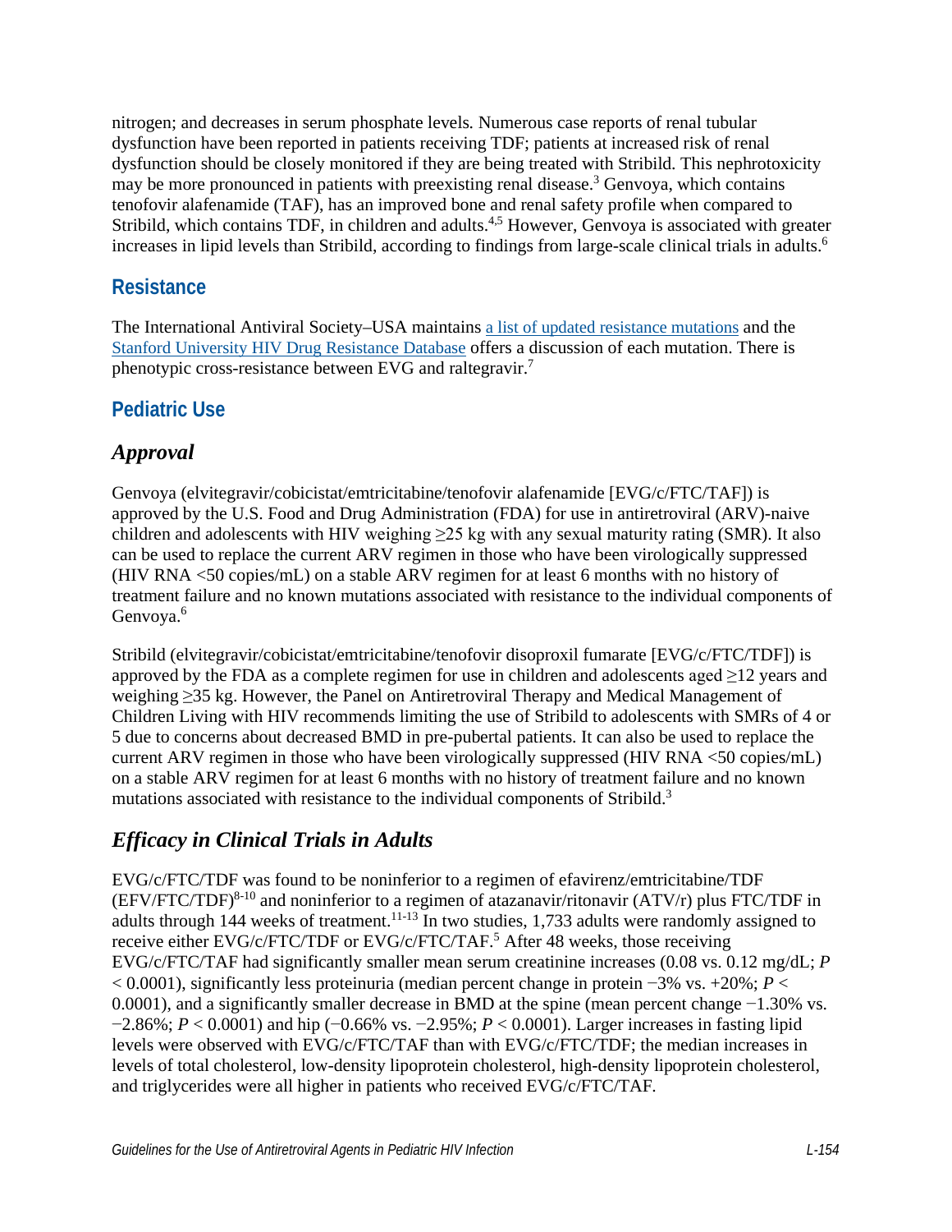nitrogen; and decreases in serum phosphate levels. Numerous case reports of renal tubular dysfunction have been reported in patients receiving TDF; patients at increased risk of renal dysfunction should be closely monitored if they are being treated with Stribild. This nephrotoxicity may be more pronounced in patients with preexisting renal disease.[3] Genvoya, which contains tenofovir alafenamide (TAF), has an improved bone and renal safety profile when compared to Stribild, which contains TDF, in children and adults.[4,5] However, Genvoya is associated with greater increases in lipid levels than Stribild, according to findings from large-scale clinical trials in adults.[6]

## Resistance

The International Antiviral Society–USA maintains a list of updated resistance mutations and the Stanford University HIV Drug Resistance Database offers a discussion of each mutation. There is phenotypic cross-resistance between EVG and raltegravir.[7]

## Pediatric Use

### *Approval*

Genvoya (elvitegravir/cobicistat/emtricitabine/tenofovir alafenamide [EVG/c/FTC/TAF]) is approved by the U.S. Food and Drug Administration (FDA) for use in antiretroviral (ARV)-naive children and adolescents with HIV weighing ≥25 kg with any sexual maturity rating (SMR). It also can be used to replace the current ARV regimen in those who have been virologically suppressed (HIV RNA <50 copies/mL) on a stable ARV regimen for at least 6 months with no history of treatment failure and no known mutations associated with resistance to the individual components of Genvoya.[6]

Stribild (elvitegravir/cobicistat/emtricitabine/tenofovir disoproxil fumarate [EVG/c/FTC/TDF]) is approved by the FDA as a complete regimen for use in children and adolescents aged ≥12 years and weighing ≥35 kg. However, the Panel on Antiretroviral Therapy and Medical Management of Children Living with HIV recommends limiting the use of Stribild to adolescents with SMRs of 4 or 5 due to concerns about decreased BMD in pre-pubertal patients. It can also be used to replace the current ARV regimen in those who have been virologically suppressed (HIV RNA <50 copies/mL) on a stable ARV regimen for at least 6 months with no history of treatment failure and no known mutations associated with resistance to the individual components of Stribild.[3]

### *Efficacy in Clinical Trials in Adults*

EVG/c/FTC/TDF was found to be noninferior to a regimen of efavirenz/emtricitabine/TDF (EFV/FTC/TDF)[8-10] and noninferior to a regimen of atazanavir/ritonavir (ATV/r) plus FTC/TDF in adults through 144 weeks of treatment.[11-13] In two studies, 1,733 adults were randomly assigned to receive either EVG/c/FTC/TDF or EVG/c/FTC/TAF.[5] After 48 weeks, those receiving EVG/c/FTC/TAF had significantly smaller mean serum creatinine increases (0.08 vs. 0.12 mg/dL; $P < 0.0001$), significantly less proteinuria (median percent change in protein −3% vs. +20%; $P < 0.0001$), and a significantly smaller decrease in BMD at the spine (mean percent change −1.30% vs. −2.86%; $P < 0.0001$) and hip (−0.66% vs. −2.95%; $P < 0.0001$). Larger increases in fasting lipid levels were observed with EVG/c/FTC/TAF than with EVG/c/FTC/TDF; the median increases in levels of total cholesterol, low-density lipoprotein cholesterol, high-density lipoprotein cholesterol, and triglycerides were all higher in patients who received EVG/c/FTC/TAF.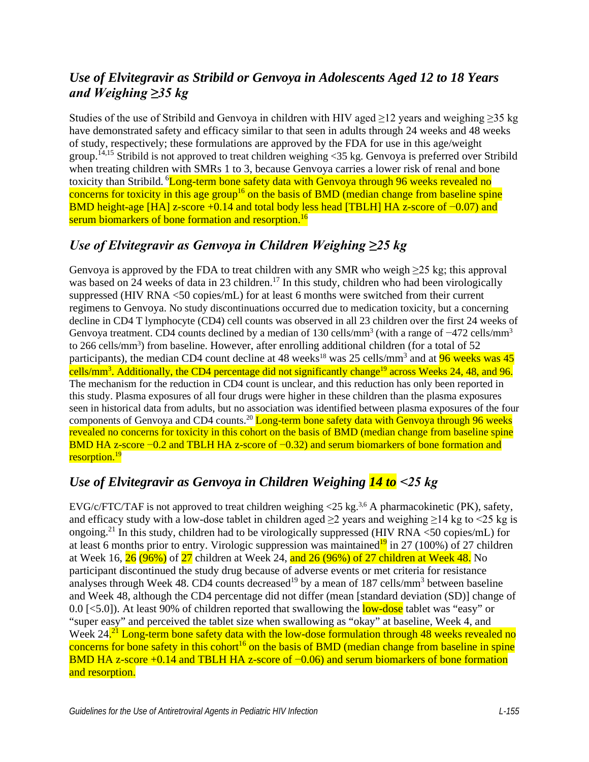### *Use of Elvitegravir as Stribild or Genvoya in Adolescents Aged 12 to 18 Years and Weighing ≥35 kg*

Studies of the use of Stribild and Genvoya in children with HIV aged ≥12 years and weighing ≥35 kg have demonstrated safety and efficacy similar to that seen in adults through 24 weeks and 48 weeks of study, respectively; these formulations are approved by the FDA for use in this age/weight group.[14,15] Stribild is not approved to treat children weighing <35 kg. Genvoya is preferred over Stribild when treating children with SMRs 1 to 3, because Genvoya carries a lower risk of renal and bone toxicity than Stribild.[6] Long-term bone safety data with Genvoya through 96 weeks revealed no concerns for toxicity in this age group[16] on the basis of BMD (median change from baseline spine BMD height-age [HA] z-score +0.14 and total body less head [TBLH] HA z-score of −0.07) and serum biomarkers of bone formation and resorption.[16]

### *Use of Elvitegravir as Genvoya in Children Weighing ≥25 kg*

Genvoya is approved by the FDA to treat children with any SMR who weigh ≥25 kg; this approval was based on 24 weeks of data in 23 children.[17] In this study, children who had been virologically suppressed (HIV RNA <50 copies/mL) for at least 6 months were switched from their current regimens to Genvoya. No study discontinuations occurred due to medication toxicity, but a concerning decline in CD4 T lymphocyte (CD4) cell counts was observed in all 23 children over the first 24 weeks of Genvoya treatment. CD4 counts declined by a median of 130 cells/mm$^3$ (with a range of −472 cells/mm$^3$ to 266 cells/mm$^3$) from baseline. However, after enrolling additional children (for a total of 52 participants), the median CD4 count decline at 48 weeks[18] was 25 cells/mm$^3$ and at 96 weeks was 45 cells/mm$^3$. Additionally, the CD4 percentage did not significantly change[19] across Weeks 24, 48, and 96. The mechanism for the reduction in CD4 count is unclear, and this reduction has only been reported in this study. Plasma exposures of all four drugs were higher in these children than the plasma exposures seen in historical data from adults, but no association was identified between plasma exposures of the four components of Genvoya and CD4 counts.[20] Long-term bone safety data with Genvoya through 96 weeks revealed no concerns for toxicity in this cohort on the basis of BMD (median change from baseline spine BMD HA z-score −0.2 and TBLH HA z-score of −0.32) and serum biomarkers of bone formation and resorption.[19]

### *Use of Elvitegravir as Genvoya in Children Weighing 14 to <25 kg*

EVG/c/FTC/TAF is not approved to treat children weighing <25 kg.[3,6] A pharmacokinetic (PK), safety, and efficacy study with a low-dose tablet in children aged ≥2 years and weighing ≥14 kg to <25 kg is ongoing.[21] In this study, children had to be virologically suppressed (HIV RNA <50 copies/mL) for at least 6 months prior to entry. Virologic suppression was maintained[19] in 27 (100%) of 27 children at Week 16, 26 (96%) of 27 children at Week 24, and 26 (96%) of 27 children at Week 48. No participant discontinued the study drug because of adverse events or met criteria for resistance analyses through Week 48. CD4 counts decreased[19] by a mean of 187 cells/mm$^3$ between baseline and Week 48, although the CD4 percentage did not differ (mean [standard deviation (SD)] change of 0.0 [<5.0]). At least 90% of children reported that swallowing the low-dose tablet was "easy" or "super easy" and perceived the tablet size when swallowing as "okay" at baseline, Week 4, and Week 24.[21] Long-term bone safety data with the low-dose formulation through 48 weeks revealed no concerns for bone safety in this cohort[16] on the basis of BMD (median change from baseline in spine BMD HA z-score +0.14 and TBLH HA z-score of −0.06) and serum biomarkers of bone formation and resorption.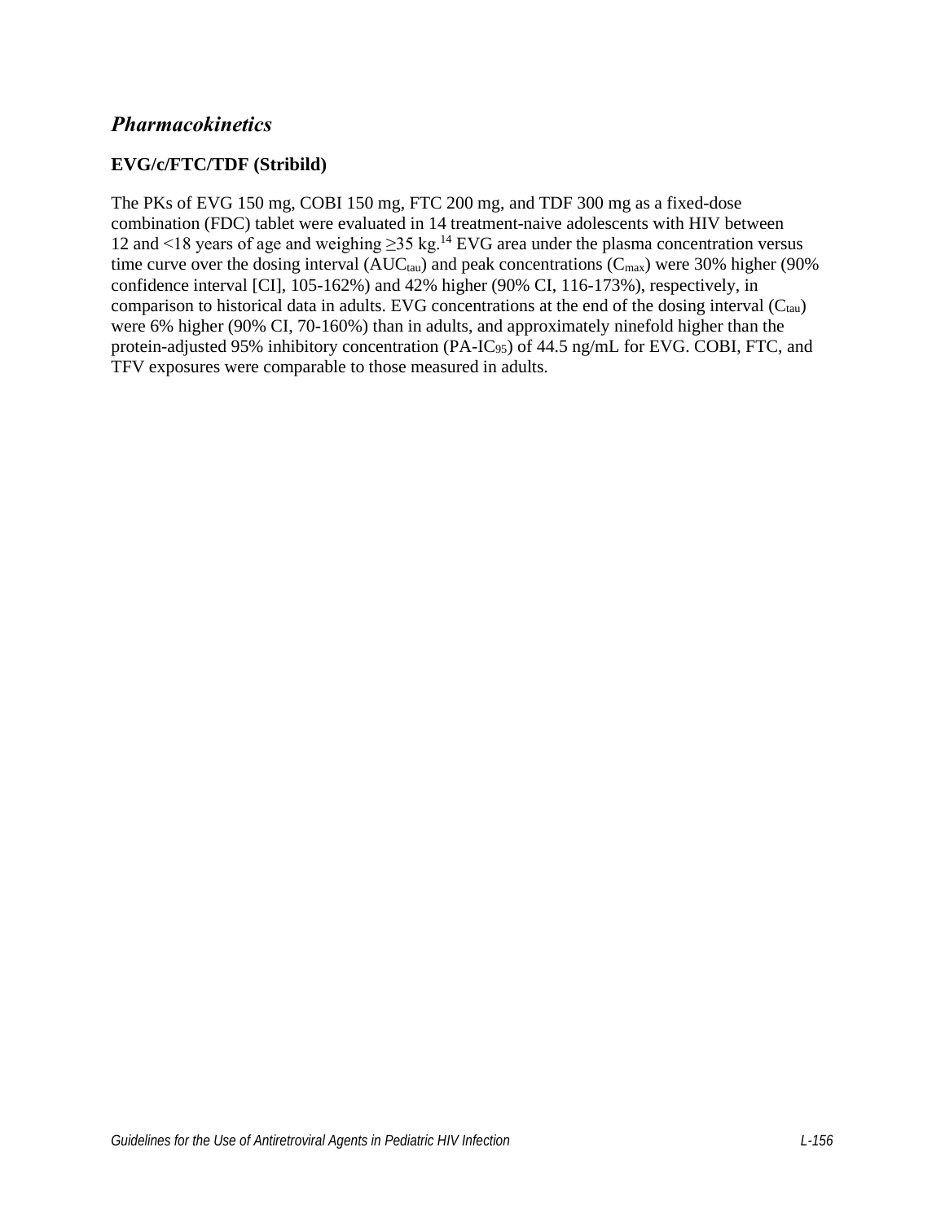## *Pharmacokinetics*

### EVG/c/FTC/TDF (Stribild)

The PKs of EVG 150 mg, COBI 150 mg, FTC 200 mg, and TDF 300 mg as a fixed-dose combination (FDC) tablet were evaluated in 14 treatment-naive adolescents with HIV between 12 and <18 years of age and weighing ≥35 kg.[14] EVG area under the plasma concentration versus time curve over the dosing interval ($AUC_{tau}$) and peak concentrations ($C_{max}$) were 30% higher (90% confidence interval [CI], 105-162%) and 42% higher (90% CI, 116-173%), respectively, in comparison to historical data in adults. EVG concentrations at the end of the dosing interval ($C_{tau}$) were 6% higher (90% CI, 70-160%) than in adults, and approximately ninefold higher than the protein-adjusted 95% inhibitory concentration (PA-$IC_{95}$) of 44.5 ng/mL for EVG. COBI, FTC, and TFV exposures were comparable to those measured in adults.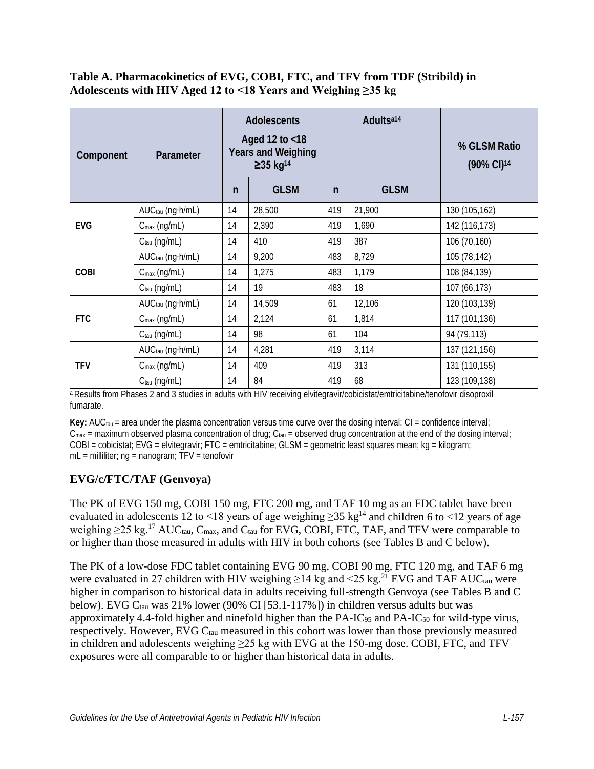**Table A. Pharmacokinetics of EVG, COBI, FTC, and TFV from TDF (Stribild) in Adolescents with HIV Aged 12 to <18 Years and Weighing ≥35 kg**

| Component | Parameter | Adolescents Aged 12 to <18 Years and Weighing ≥35 kg[14] | | Adults[a14] | | % GLSM Ratio (90% CI)[14] |
|---|---|---|---|---|---|---|
| | | n | GLSM | n | GLSM | |
| EVG | $AUC_{tau}$ (ng·h/mL) | 14 | 28,500 | 419 | 21,900 | 130 (105,162) |
| | $C_{max}$ (ng/mL) | 14 | 2,390 | 419 | 1,690 | 142 (116,173) |
| | $C_{tau}$ (ng/mL) | 14 | 410 | 419 | 387 | 106 (70,160) |
| COBI | $AUC_{tau}$ (ng·h/mL) | 14 | 9,200 | 483 | 8,729 | 105 (78,142) |
| | $C_{max}$ (ng/mL) | 14 | 1,275 | 483 | 1,179 | 108 (84,139) |
| | $C_{tau}$ (ng/mL) | 14 | 19 | 483 | 18 | 107 (66,173) |
| FTC | $AUC_{tau}$ (ng·h/mL) | 14 | 14,509 | 61 | 12,106 | 120 (103,139) |
| | $C_{max}$ (ng/mL) | 14 | 2,124 | 61 | 1,814 | 117 (101,136) |
| | $C_{tau}$ (ng/mL) | 14 | 98 | 61 | 104 | 94 (79,113) |
| TFV | $AUC_{tau}$ (ng·h/mL) | 14 | 4,281 | 419 | 3,114 | 137 (121,156) |
| | $C_{max}$ (ng/mL) | 14 | 409 | 419 | 313 | 131 (110,155) |
| | $C_{tau}$ (ng/mL) | 14 | 84 | 419 | 68 | 123 (109,138) |

[a] Results from Phases 2 and 3 studies in adults with HIV receiving elvitegravir/cobicistat/emtricitabine/tenofovir disoproxil fumarate.

**Key:** $AUC_{tau}$ = area under the plasma concentration versus time curve over the dosing interval; CI = confidence interval; $C_{max}$ = maximum observed plasma concentration of drug; $C_{tau}$ = observed drug concentration at the end of the dosing interval; COBI = cobicistat; EVG = elvitegravir; FTC = emtricitabine; GLSM = geometric least squares mean; kg = kilogram; mL = milliliter; ng = nanogram; TFV = tenofovir

## EVG/c/FTC/TAF (Genvoya)

The PK of EVG 150 mg, COBI 150 mg, FTC 200 mg, and TAF 10 mg as an FDC tablet have been evaluated in adolescents 12 to <18 years of age weighing ≥35 kg[14] and children 6 to <12 years of age weighing ≥25 kg.[17] $AUC_{tau}$, $C_{max}$, and $C_{tau}$ for EVG, COBI, FTC, TAF, and TFV were comparable to or higher than those measured in adults with HIV in both cohorts (see Tables B and C below).

The PK of a low-dose FDC tablet containing EVG 90 mg, COBI 90 mg, FTC 120 mg, and TAF 6 mg were evaluated in 27 children with HIV weighing ≥14 kg and <25 kg.[21] EVG and TAF $AUC_{tau}$ were higher in comparison to historical data in adults receiving full-strength Genvoya (see Tables B and C below). EVG $C_{tau}$ was 21% lower (90% CI [53.1-117%]) in children versus adults but was approximately 4.4-fold higher and ninefold higher than the PA-$IC_{95}$ and PA-$IC_{50}$ for wild-type virus, respectively. However, EVG $C_{tau}$ measured in this cohort was lower than those previously measured in children and adolescents weighing ≥25 kg with EVG at the 150-mg dose. COBI, FTC, and TFV exposures were all comparable to or higher than historical data in adults.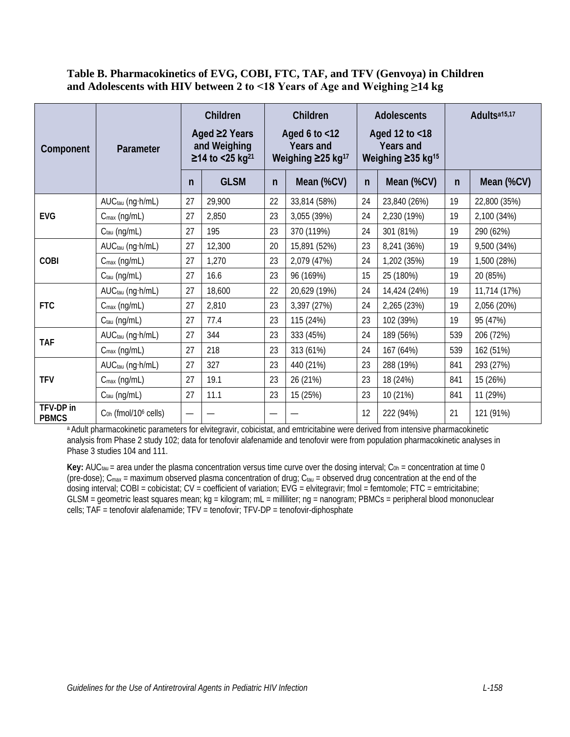**Table B. Pharmacokinetics of EVG, COBI, FTC, TAF, and TFV (Genvoya) in Children and Adolescents with HIV between 2 to <18 Years of Age and Weighing ≥14 kg**

| Component | Parameter | Children Aged ≥2 Years and Weighing ≥14 to <25 kg[21] | | Children Aged 6 to <12 Years and Weighing ≥25 kg[17] | | Adolescents Aged 12 to <18 Years and Weighing ≥35 kg[15] | | Adults[a15,17] | |
|---|---|---|---|---|---|---|---|---|---|
| | | n | GLSM | n | Mean (%CV) | n | Mean (%CV) | n | Mean (%CV) |
| EVG | $AUC_{tau}$ (ng·h/mL) | 27 | 29,900 | 22 | 33,814 (58%) | 24 | 23,840 (26%) | 19 | 22,800 (35%) |
| | $C_{max}$ (ng/mL) | 27 | 2,850 | 23 | 3,055 (39%) | 24 | 2,230 (19%) | 19 | 2,100 (34%) |
| | $C_{tau}$ (ng/mL) | 27 | 195 | 23 | 370 (119%) | 24 | 301 (81%) | 19 | 290 (62%) |
| COBI | $AUC_{tau}$ (ng·h/mL) | 27 | 12,300 | 20 | 15,891 (52%) | 23 | 8,241 (36%) | 19 | 9,500 (34%) |
| | $C_{max}$ (ng/mL) | 27 | 1,270 | 23 | 2,079 (47%) | 24 | 1,202 (35%) | 19 | 1,500 (28%) |
| | $C_{tau}$ (ng/mL) | 27 | 16.6 | 23 | 96 (169%) | 15 | 25 (180%) | 19 | 20 (85%) |
| FTC | $AUC_{tau}$ (ng·h/mL) | 27 | 18,600 | 22 | 20,629 (19%) | 24 | 14,424 (24%) | 19 | 11,714 (17%) |
| | $C_{max}$ (ng/mL) | 27 | 2,810 | 23 | 3,397 (27%) | 24 | 2,265 (23%) | 19 | 2,056 (20%) |
| | $C_{tau}$ (ng/mL) | 27 | 77.4 | 23 | 115 (24%) | 23 | 102 (39%) | 19 | 95 (47%) |
| TAF | $AUC_{tau}$ (ng·h/mL) | 27 | 344 | 23 | 333 (45%) | 24 | 189 (56%) | 539 | 206 (72%) |
| | $C_{max}$ (ng/mL) | 27 | 218 | 23 | 313 (61%) | 24 | 167 (64%) | 539 | 162 (51%) |
| TFV | $AUC_{tau}$ (ng·h/mL) | 27 | 327 | 23 | 440 (21%) | 23 | 288 (19%) | 841 | 293 (27%) |
| | $C_{max}$ (ng/mL) | 27 | 19.1 | 23 | 26 (21%) | 23 | 18 (24%) | 841 | 15 (26%) |
| | $C_{tau}$ (ng/mL) | 27 | 11.1 | 23 | 15 (25%) | 23 | 10 (21%) | 841 | 11 (29%) |
| TFV-DP in PBMCS | $C_{0h}$ (fmol/$10^6$ cells) | — | — | — | — | 12 | 222 (94%) | 21 | 121 (91%) |

[a] Adult pharmacokinetic parameters for elvitegravir, cobicistat, and emtricitabine were derived from intensive pharmacokinetic analysis from Phase 2 study 102; data for tenofovir alafenamide and tenofovir were from population pharmacokinetic analyses in Phase 3 studies 104 and 111.

**Key:** $AUC_{tau}$ = area under the plasma concentration versus time curve over the dosing interval; $C_{0h}$ = concentration at time 0 (pre-dose); $C_{max}$ = maximum observed plasma concentration of drug; $C_{tau}$ = observed drug concentration at the end of the dosing interval; COBI = cobicistat; CV = coefficient of variation; EVG = elvitegravir; fmol = femtomole; FTC = emtricitabine; GLSM = geometric least squares mean; kg = kilogram; mL = milliliter; ng = nanogram; PBMCs = peripheral blood mononuclear cells; TAF = tenofovir alafenamide; TFV = tenofovir; TFV-DP = tenofovir-diphosphate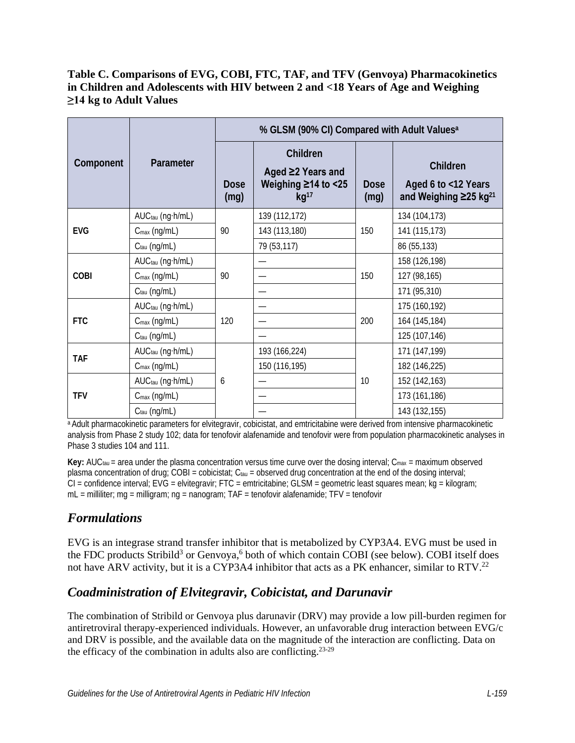**Table C. Comparisons of EVG, COBI, FTC, TAF, and TFV (Genvoya) Pharmacokinetics in Children and Adolescents with HIV between 2 and <18 Years of Age and Weighing ≥14 kg to Adult Values**

| Component | Parameter | % GLSM (90% CI) Compared with Adult Values[a] | | | |
|---|---|---|---|---|---|
| | | Dose (mg) | Children Aged ≥2 Years and Weighing ≥14 to <25 kg[17] | Dose (mg) | Children Aged 6 to <12 Years and Weighing ≥25 kg[21] |
| EVG | $AUC_{tau}$ (ng·h/mL) | 90 | 139 (112,172) | 150 | 134 (104,173) |
| | $C_{max}$ (ng/mL) | | 143 (113,180) | | 141 (115,173) |
| | $C_{tau}$ (ng/mL) | | 79 (53,117) | | 86 (55,133) |
| COBI | $AUC_{tau}$ (ng·h/mL) | 90 | — | 150 | 158 (126,198) |
| | $C_{max}$ (ng/mL) | | — | | 127 (98,165) |
| | $C_{tau}$ (ng/mL) | | — | | 171 (95,310) |
| FTC | $AUC_{tau}$ (ng·h/mL) | 120 | — | 200 | 175 (160,192) |
| | $C_{max}$ (ng/mL) | | — | | 164 (145,184) |
| | $C_{tau}$ (ng/mL) | | — | | 125 (107,146) |
| TAF | $AUC_{tau}$ (ng·h/mL) | 6 | 193 (166,224) | 10 | 171 (147,199) |
| | $C_{max}$ (ng/mL) | | 150 (116,195) | | 182 (146,225) |
| TFV | $AUC_{tau}$ (ng·h/mL) | | — | | 152 (142,163) |
| | $C_{max}$ (ng/mL) | | — | | 173 (161,186) |
| | $C_{tau}$ (ng/mL) | | — | | 143 (132,155) |

[a] Adult pharmacokinetic parameters for elvitegravir, cobicistat, and emtricitabine were derived from intensive pharmacokinetic analysis from Phase 2 study 102; data for tenofovir alafenamide and tenofovir were from population pharmacokinetic analyses in Phase 3 studies 104 and 111.

**Key:** $AUC_{tau}$ = area under the plasma concentration versus time curve over the dosing interval; $C_{max}$ = maximum observed plasma concentration of drug; COBI = cobicistat; $C_{tau}$ = observed drug concentration at the end of the dosing interval; CI = confidence interval; EVG = elvitegravir; FTC = emtricitabine; GLSM = geometric least squares mean; kg = kilogram; mL = milliliter; mg = milligram; ng = nanogram; TAF = tenofovir alafenamide; TFV = tenofovir

## *Formulations*

EVG is an integrase strand transfer inhibitor that is metabolized by CYP3A4. EVG must be used in the FDC products Stribild[3] or Genvoya,[6] both of which contain COBI (see below). COBI itself does not have ARV activity, but it is a CYP3A4 inhibitor that acts as a PK enhancer, similar to RTV.[22]

## *Coadministration of Elvitegravir, Cobicistat, and Darunavir*

The combination of Stribild or Genvoya plus darunavir (DRV) may provide a low pill-burden regimen for antiretroviral therapy-experienced individuals. However, an unfavorable drug interaction between EVG/c and DRV is possible, and the available data on the magnitude of the interaction are conflicting. Data on the efficacy of the combination in adults also are conflicting.[23-29]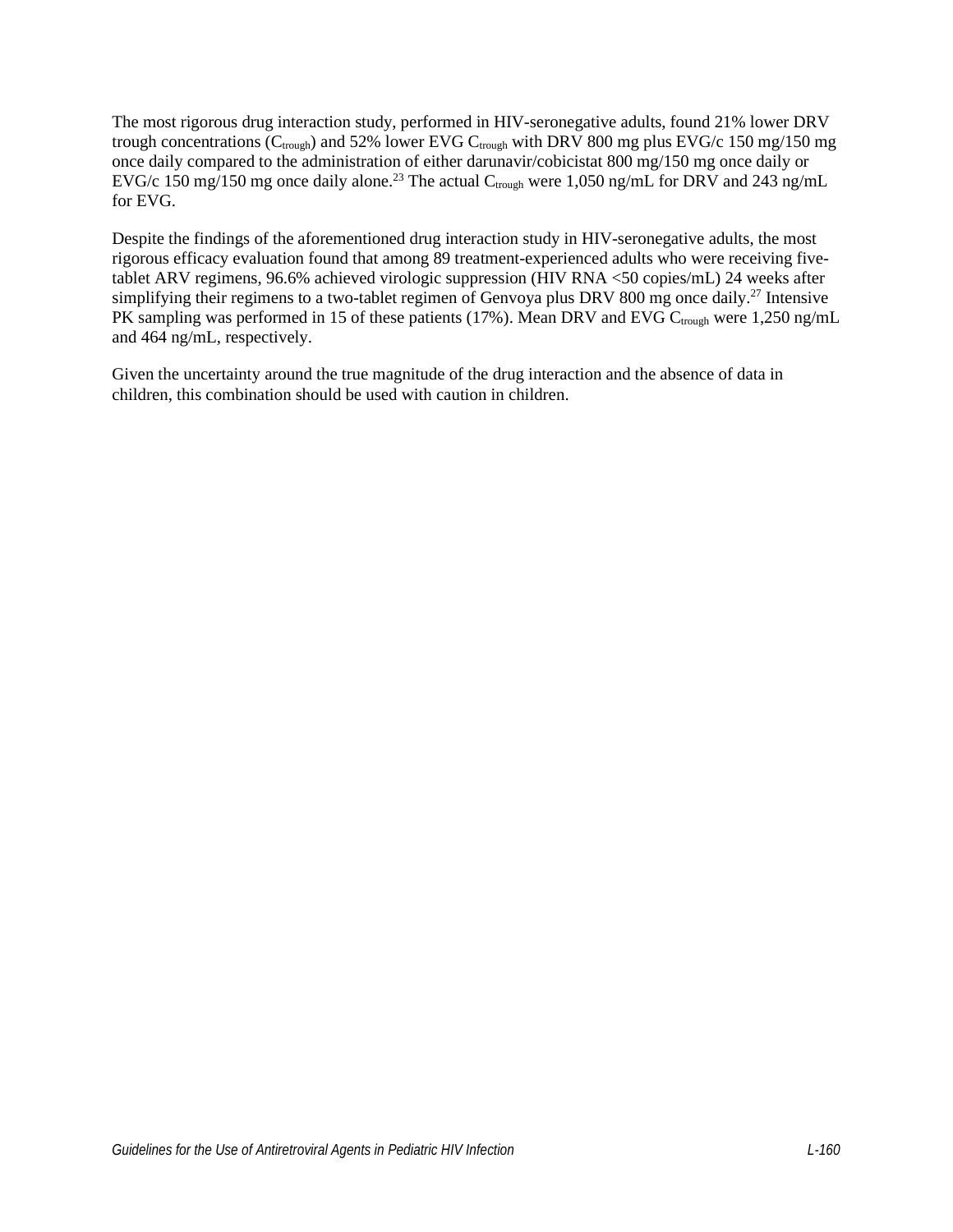The most rigorous drug interaction study, performed in HIV-seronegative adults, found 21% lower DRV trough concentrations ($C_{trough}$) and 52% lower EVG $C_{trough}$ with DRV 800 mg plus EVG/c 150 mg/150 mg once daily compared to the administration of either darunavir/cobicistat 800 mg/150 mg once daily or EVG/c 150 mg/150 mg once daily alone.[23] The actual $C_{trough}$ were 1,050 ng/mL for DRV and 243 ng/mL for EVG.

Despite the findings of the aforementioned drug interaction study in HIV-seronegative adults, the most rigorous efficacy evaluation found that among 89 treatment-experienced adults who were receiving five-tablet ARV regimens, 96.6% achieved virologic suppression (HIV RNA <50 copies/mL) 24 weeks after simplifying their regimens to a two-tablet regimen of Genvoya plus DRV 800 mg once daily.[27] Intensive PK sampling was performed in 15 of these patients (17%). Mean DRV and EVG $C_{trough}$ were 1,250 ng/mL and 464 ng/mL, respectively.

Given the uncertainty around the true magnitude of the drug interaction and the absence of data in children, this combination should be used with caution in children.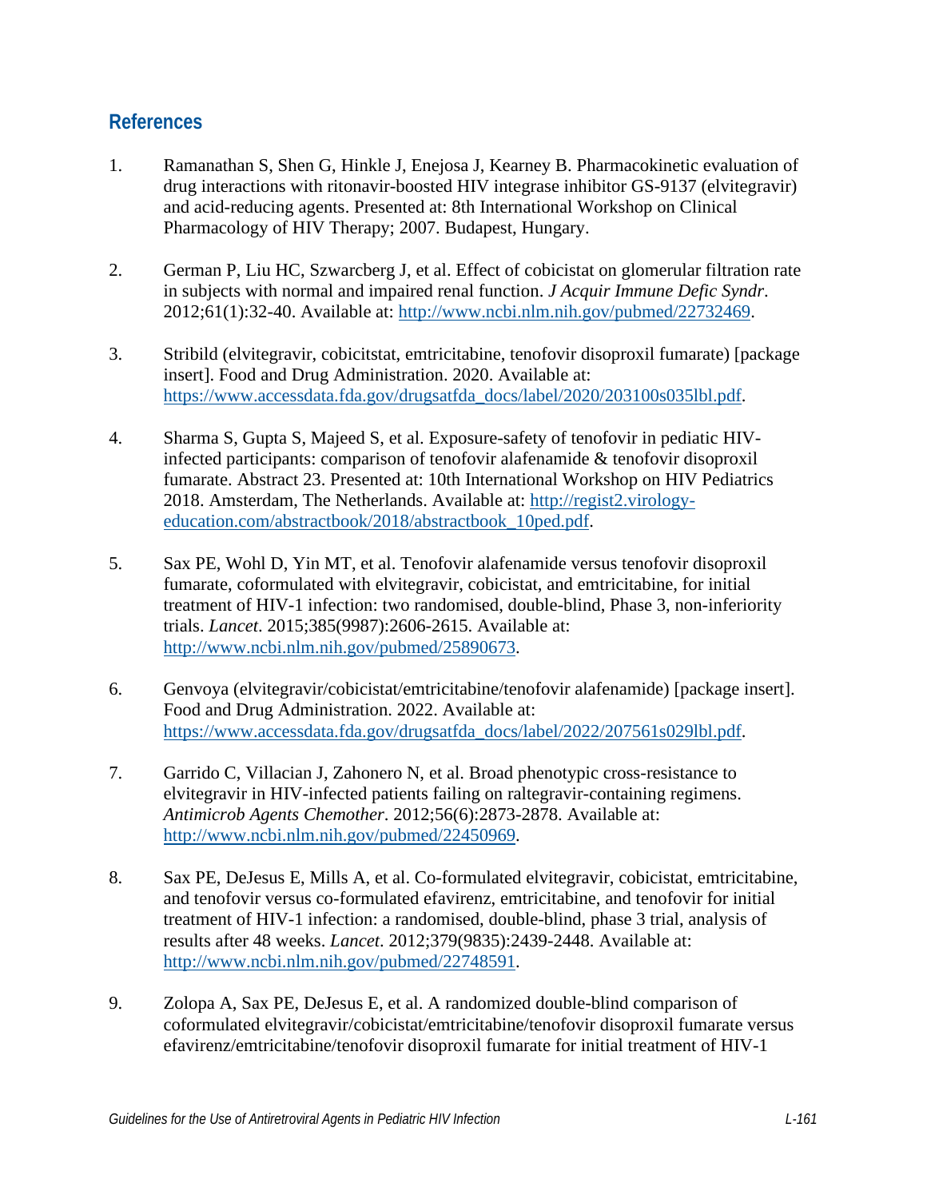## References

1. Ramanathan S, Shen G, Hinkle J, Enejosa J, Kearney B. Pharmacokinetic evaluation of drug interactions with ritonavir-boosted HIV integrase inhibitor GS-9137 (elvitegravir) and acid-reducing agents. Presented at: 8th International Workshop on Clinical Pharmacology of HIV Therapy; 2007. Budapest, Hungary.

2. German P, Liu HC, Szwarcberg J, et al. Effect of cobicistat on glomerular filtration rate in subjects with normal and impaired renal function. *J Acquir Immune Defic Syndr*. 2012;61(1):32-40. Available at: [http://www.ncbi.nlm.nih.gov/pubmed/22732469](http://www.ncbi.nlm.nih.gov/pubmed/22732469).

3. Stribild (elvitegravir, cobicitstat, emtricitabine, tenofovir disoproxil fumarate) [package insert]. Food and Drug Administration. 2020. Available at: [https://www.accessdata.fda.gov/drugsatfda_docs/label/2020/203100s035lbl.pdf](https://www.accessdata.fda.gov/drugsatfda_docs/label/2020/203100s035lbl.pdf).

4. Sharma S, Gupta S, Majeed S, et al. Exposure-safety of tenofovir in pediatric HIV-infected participants: comparison of tenofovir alafenamide & tenofovir disoproxil fumarate. Abstract 23. Presented at: 10th International Workshop on HIV Pediatrics 2018. Amsterdam, The Netherlands. Available at: [http://regist2.virology-education.com/abstractbook/2018/abstractbook_10ped.pdf](http://regist2.virology-education.com/abstractbook/2018/abstractbook_10ped.pdf).

5. Sax PE, Wohl D, Yin MT, et al. Tenofovir alafenamide versus tenofovir disoproxil fumarate, coformulated with elvitegravir, cobicistat, and emtricitabine, for initial treatment of HIV-1 infection: two randomised, double-blind, Phase 3, non-inferiority trials. *Lancet*. 2015;385(9987):2606-2615. Available at: [http://www.ncbi.nlm.nih.gov/pubmed/25890673](http://www.ncbi.nlm.nih.gov/pubmed/25890673).

6. Genvoya (elvitegravir/cobicistat/emtricitabine/tenofovir alafenamide) [package insert]. Food and Drug Administration. 2022. Available at: [https://www.accessdata.fda.gov/drugsatfda_docs/label/2022/207561s029lbl.pdf](https://www.accessdata.fda.gov/drugsatfda_docs/label/2022/207561s029lbl.pdf).

7. Garrido C, Villacian J, Zahonero N, et al. Broad phenotypic cross-resistance to elvitegravir in HIV-infected patients failing on raltegravir-containing regimens. *Antimicrob Agents Chemother*. 2012;56(6):2873-2878. Available at: [http://www.ncbi.nlm.nih.gov/pubmed/22450969](http://www.ncbi.nlm.nih.gov/pubmed/22450969).

8. Sax PE, DeJesus E, Mills A, et al. Co-formulated elvitegravir, cobicistat, emtricitabine, and tenofovir versus co-formulated efavirenz, emtricitabine, and tenofovir for initial treatment of HIV-1 infection: a randomised, double-blind, phase 3 trial, analysis of results after 48 weeks. *Lancet*. 2012;379(9835):2439-2448. Available at: [http://www.ncbi.nlm.nih.gov/pubmed/22748591](http://www.ncbi.nlm.nih.gov/pubmed/22748591).

9. Zolopa A, Sax PE, DeJesus E, et al. A randomized double-blind comparison of coformulated elvitegravir/cobicistat/emtricitabine/tenofovir disoproxil fumarate versus efavirenz/emtricitabine/tenofovir disoproxil fumarate for initial treatment of HIV-1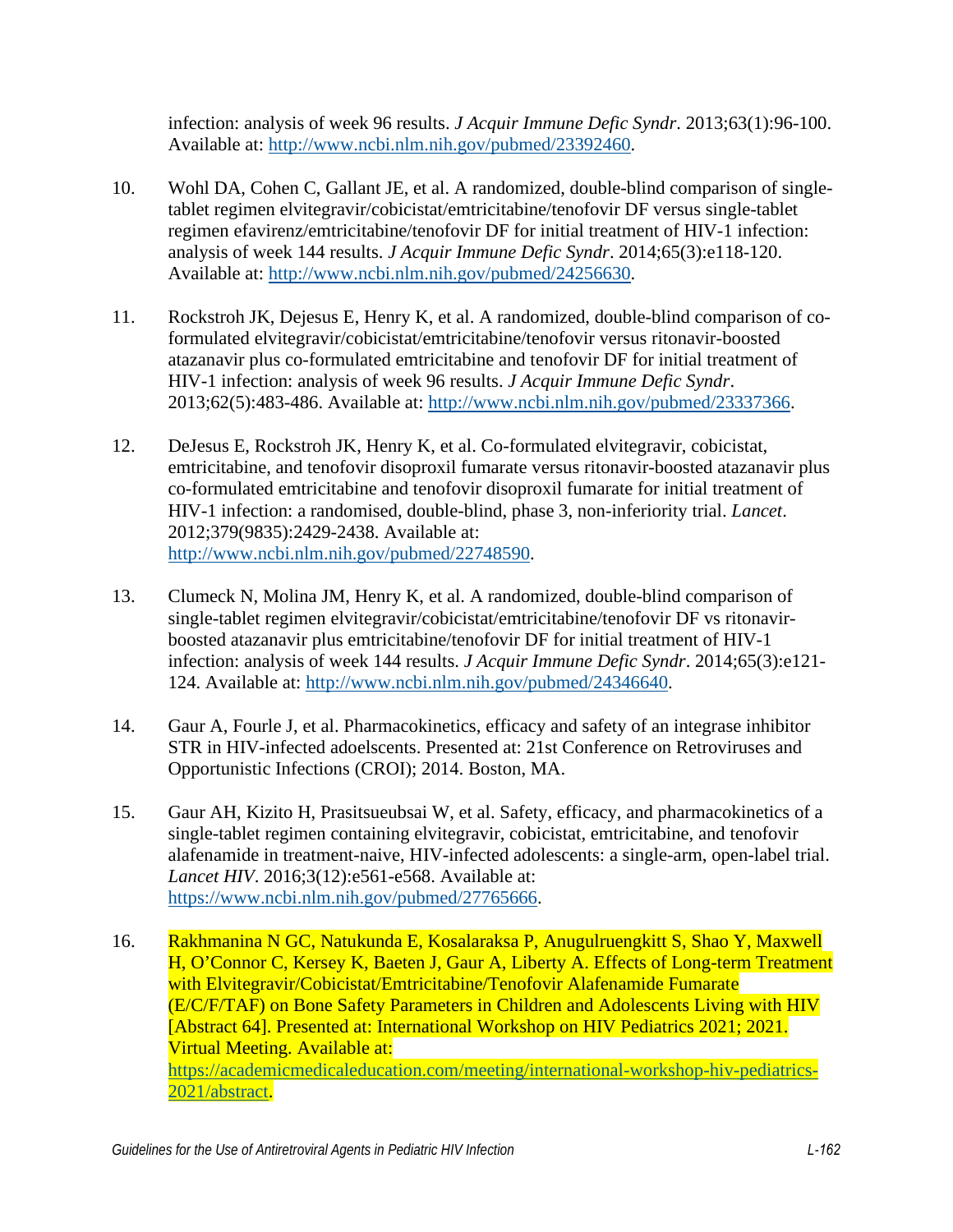infection: analysis of week 96 results. *J Acquir Immune Defic Syndr*. 2013;63(1):96-100. Available at: http://www.ncbi.nlm.nih.gov/pubmed/23392460.

10. Wohl DA, Cohen C, Gallant JE, et al. A randomized, double-blind comparison of single-tablet regimen elvitegravir/cobicistat/emtricitabine/tenofovir DF versus single-tablet regimen efavirenz/emtricitabine/tenofovir DF for initial treatment of HIV-1 infection: analysis of week 144 results. *J Acquir Immune Defic Syndr*. 2014;65(3):e118-120. Available at: http://www.ncbi.nlm.nih.gov/pubmed/24256630.

11. Rockstroh JK, Dejesus E, Henry K, et al. A randomized, double-blind comparison of co-formulated elvitegravir/cobicistat/emtricitabine/tenofovir versus ritonavir-boosted atazanavir plus co-formulated emtricitabine and tenofovir DF for initial treatment of HIV-1 infection: analysis of week 96 results. *J Acquir Immune Defic Syndr*. 2013;62(5):483-486. Available at: http://www.ncbi.nlm.nih.gov/pubmed/23337366.

12. DeJesus E, Rockstroh JK, Henry K, et al. Co-formulated elvitegravir, cobicistat, emtricitabine, and tenofovir disoproxil fumarate versus ritonavir-boosted atazanavir plus co-formulated emtricitabine and tenofovir disoproxil fumarate for initial treatment of HIV-1 infection: a randomised, double-blind, phase 3, non-inferiority trial. *Lancet*. 2012;379(9835):2429-2438. Available at: http://www.ncbi.nlm.nih.gov/pubmed/22748590.

13. Clumeck N, Molina JM, Henry K, et al. A randomized, double-blind comparison of single-tablet regimen elvitegravir/cobicistat/emtricitabine/tenofovir DF vs ritonavir-boosted atazanavir plus emtricitabine/tenofovir DF for initial treatment of HIV-1 infection: analysis of week 144 results. *J Acquir Immune Defic Syndr*. 2014;65(3):e121-124. Available at: http://www.ncbi.nlm.nih.gov/pubmed/24346640.

14. Gaur A, Fourle J, et al. Pharmacokinetics, efficacy and safety of an integrase inhibitor STR in HIV-infected adoelscents. Presented at: 21st Conference on Retroviruses and Opportunistic Infections (CROI); 2014. Boston, MA.

15. Gaur AH, Kizito H, Prasitsueubsai W, et al. Safety, efficacy, and pharmacokinetics of a single-tablet regimen containing elvitegravir, cobicistat, emtricitabine, and tenofovir alafenamide in treatment-naive, HIV-infected adolescents: a single-arm, open-label trial. *Lancet HIV*. 2016;3(12):e561-e568. Available at: https://www.ncbi.nlm.nih.gov/pubmed/27765666.

16. Rakhmanina N GC, Natukunda E, Kosalaraksa P, Anugulruengkitt S, Shao Y, Maxwell H, O'Connor C, Kersey K, Baeten J, Gaur A, Liberty A. Effects of Long-term Treatment with Elvitegravir/Cobicistat/Emtricitabine/Tenofovir Alafenamide Fumarate (E/C/F/TAF) on Bone Safety Parameters in Children and Adolescents Living with HIV [Abstract 64]. Presented at: International Workshop on HIV Pediatrics 2021; 2021. Virtual Meeting. Available at: https://academicmedicaleducation.com/meeting/international-workshop-hiv-pediatrics-2021/abstract.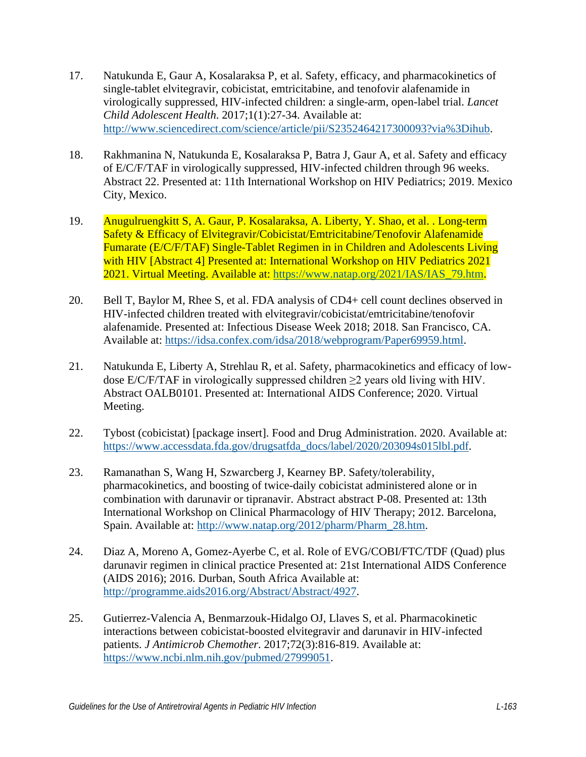17. Natukunda E, Gaur A, Kosalaraksa P, et al. Safety, efficacy, and pharmacokinetics of single-tablet elvitegravir, cobicistat, emtricitabine, and tenofovir alafenamide in virologically suppressed, HIV-infected children: a single-arm, open-label trial. *Lancet Child Adolescent Health*. 2017;1(1):27-34. Available at: http://www.sciencedirect.com/science/article/pii/S2352464217300093?via%3Dihub.

18. Rakhmanina N, Natukunda E, Kosalaraksa P, Batra J, Gaur A, et al. Safety and efficacy of E/C/F/TAF in virologically suppressed, HIV-infected children through 96 weeks. Abstract 22. Presented at: 11th International Workshop on HIV Pediatrics; 2019. Mexico City, Mexico.

19. Anugulruengkitt S, A. Gaur, P. Kosalaraksa, A. Liberty, Y. Shao, et al. . Long-term Safety & Efficacy of Elvitegravir/Cobicistat/Emtricitabine/Tenofovir Alafenamide Fumarate (E/C/F/TAF) Single-Tablet Regimen in in Children and Adolescents Living with HIV [Abstract 4] Presented at: International Workshop on HIV Pediatrics 2021 2021. Virtual Meeting. Available at: https://www.natap.org/2021/IAS/IAS_79.htm.

20. Bell T, Baylor M, Rhee S, et al. FDA analysis of CD4+ cell count declines observed in HIV-infected children treated with elvitegravir/cobicistat/emtricitabine/tenofovir alafenamide. Presented at: Infectious Disease Week 2018; 2018. San Francisco, CA. Available at: https://idsa.confex.com/idsa/2018/webprogram/Paper69959.html.

21. Natukunda E, Liberty A, Strehlau R, et al. Safety, pharmacokinetics and efficacy of low-dose E/C/F/TAF in virologically suppressed children ≥2 years old living with HIV. Abstract OALB0101. Presented at: International AIDS Conference; 2020. Virtual Meeting.

22. Tybost (cobicistat) [package insert]. Food and Drug Administration. 2020. Available at: https://www.accessdata.fda.gov/drugsatfda_docs/label/2020/203094s015lbl.pdf.

23. Ramanathan S, Wang H, Szwarcberg J, Kearney BP. Safety/tolerability, pharmacokinetics, and boosting of twice-daily cobicistat administered alone or in combination with darunavir or tipranavir. Abstract abstract P-08. Presented at: 13th International Workshop on Clinical Pharmacology of HIV Therapy; 2012. Barcelona, Spain. Available at: http://www.natap.org/2012/pharm/Pharm_28.htm.

24. Diaz A, Moreno A, Gomez-Ayerbe C, et al. Role of EVG/COBI/FTC/TDF (Quad) plus darunavir regimen in clinical practice Presented at: 21st International AIDS Conference (AIDS 2016); 2016. Durban, South Africa Available at: http://programme.aids2016.org/Abstract/Abstract/4927.

25. Gutierrez-Valencia A, Benmarzouk-Hidalgo OJ, Llaves S, et al. Pharmacokinetic interactions between cobicistat-boosted elvitegravir and darunavir in HIV-infected patients. *J Antimicrob Chemother*. 2017;72(3):816-819. Available at: https://www.ncbi.nlm.nih.gov/pubmed/27999051.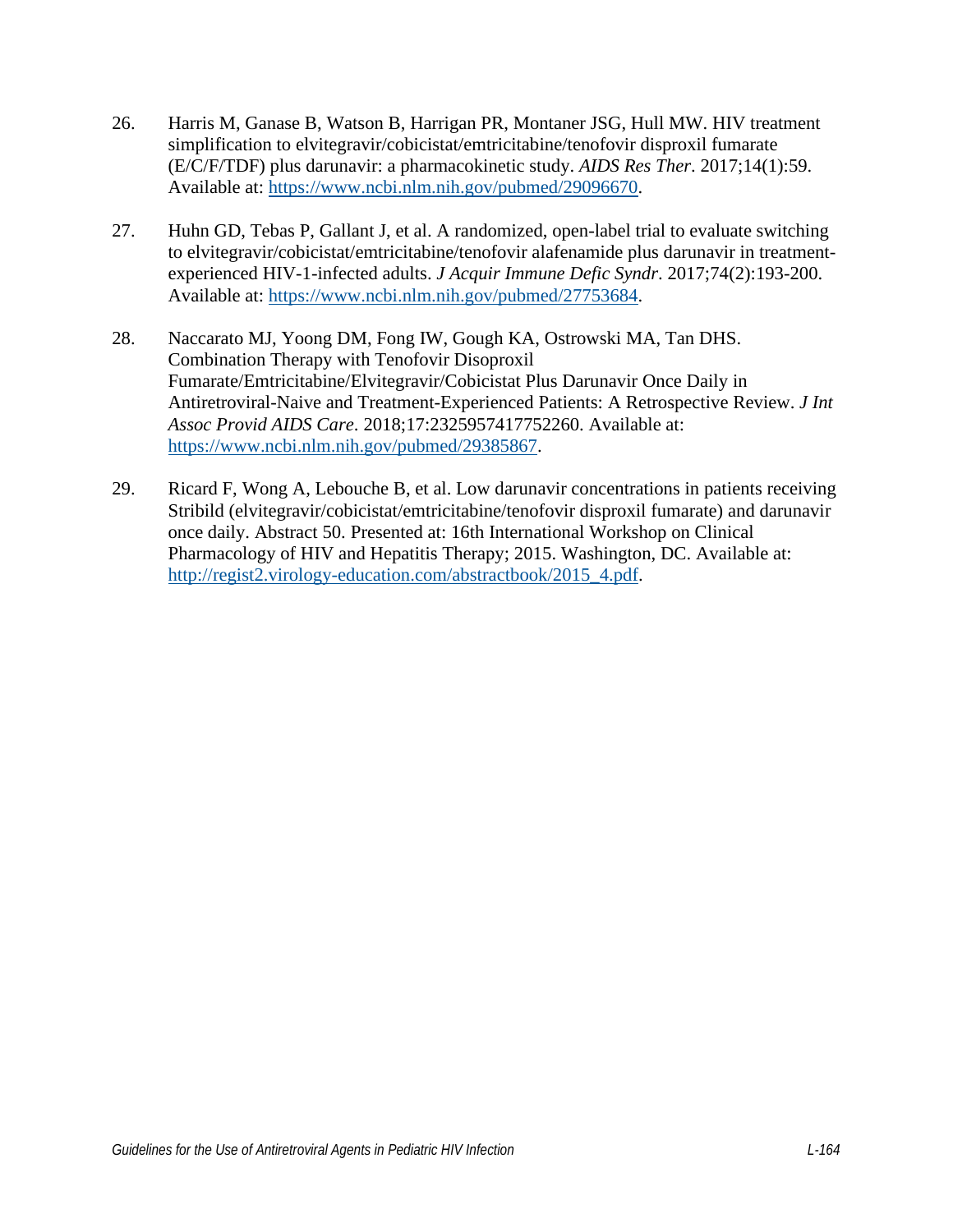26. Harris M, Ganase B, Watson B, Harrigan PR, Montaner JSG, Hull MW. HIV treatment simplification to elvitegravir/cobicistat/emtricitabine/tenofovir disproxil fumarate (E/C/F/TDF) plus darunavir: a pharmacokinetic study. *AIDS Res Ther*. 2017;14(1):59. Available at: https://www.ncbi.nlm.nih.gov/pubmed/29096670.

27. Huhn GD, Tebas P, Gallant J, et al. A randomized, open-label trial to evaluate switching to elvitegravir/cobicistat/emtricitabine/tenofovir alafenamide plus darunavir in treatment-experienced HIV-1-infected adults. *J Acquir Immune Defic Syndr*. 2017;74(2):193-200. Available at: https://www.ncbi.nlm.nih.gov/pubmed/27753684.

28. Naccarato MJ, Yoong DM, Fong IW, Gough KA, Ostrowski MA, Tan DHS. Combination Therapy with Tenofovir Disoproxil Fumarate/Emtricitabine/Elvitegravir/Cobicistat Plus Darunavir Once Daily in Antiretroviral-Naive and Treatment-Experienced Patients: A Retrospective Review. *J Int Assoc Provid AIDS Care*. 2018;17:2325957417752260. Available at: https://www.ncbi.nlm.nih.gov/pubmed/29385867.

29. Ricard F, Wong A, Lebouche B, et al. Low darunavir concentrations in patients receiving Stribild (elvitegravir/cobicistat/emtricitabine/tenofovir disproxil fumarate) and darunavir once daily. Abstract 50. Presented at: 16th International Workshop on Clinical Pharmacology of HIV and Hepatitis Therapy; 2015. Washington, DC. Available at: http://regist2.virology-education.com/abstractbook/2015_4.pdf.